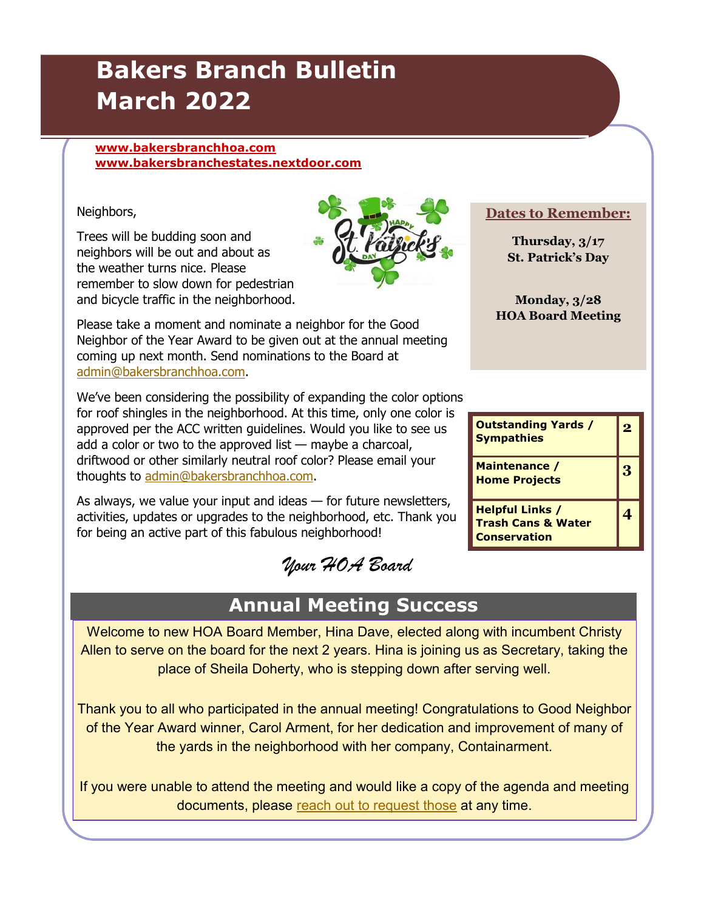# Bakers Branch Bulletin March 2022

**www.bakersbranchhoa.com**
**www.bakersbranchestates.nextdoor.com**

Neighbors,

Trees will be budding soon and neighbors will be out and about as the weather turns nice. Please remember to slow down for pedestrian and bicycle traffic in the neighborhood.

Please take a moment and nominate a neighbor for the Good Neighbor of the Year Award to be given out at the annual meeting coming up next month. Send nominations to the Board at admin@bakersbranchhoa.com.

We've been considering the possibility of expanding the color options for roof shingles in the neighborhood. At this time, only one color is approved per the ACC written guidelines. Would you like to see us add a color or two to the approved list — maybe a charcoal, driftwood or other similarly neutral roof color? Please email your thoughts to admin@bakersbranchhoa.com.

As always, we value your input and ideas — for future newsletters, activities, updates or upgrades to the neighborhood, etc. Thank you for being an active part of this fabulous neighborhood!

*Your HOA Board*

### Dates to Remember:

**Thursday, 3/17**
**St. Patrick's Day**

**Monday, 3/28**
**HOA Board Meeting**

| | |
|---|---|
| **Outstanding Yards / Sympathies** | **2** |
| **Maintenance / Home Projects** | **3** |
| **Helpful Links / Trash Cans & Water Conservation** | **4** |

## Annual Meeting Success

Welcome to new HOA Board Member, Hina Dave, elected along with incumbent Christy Allen to serve on the board for the next 2 years. Hina is joining us as Secretary, taking the place of Sheila Doherty, who is stepping down after serving well.

Thank you to all who participated in the annual meeting! Congratulations to Good Neighbor of the Year Award winner, Carol Arment, for her dedication and improvement of many of the yards in the neighborhood with her company, Containarment.

If you were unable to attend the meeting and would like a copy of the agenda and meeting documents, please reach out to request those at any time.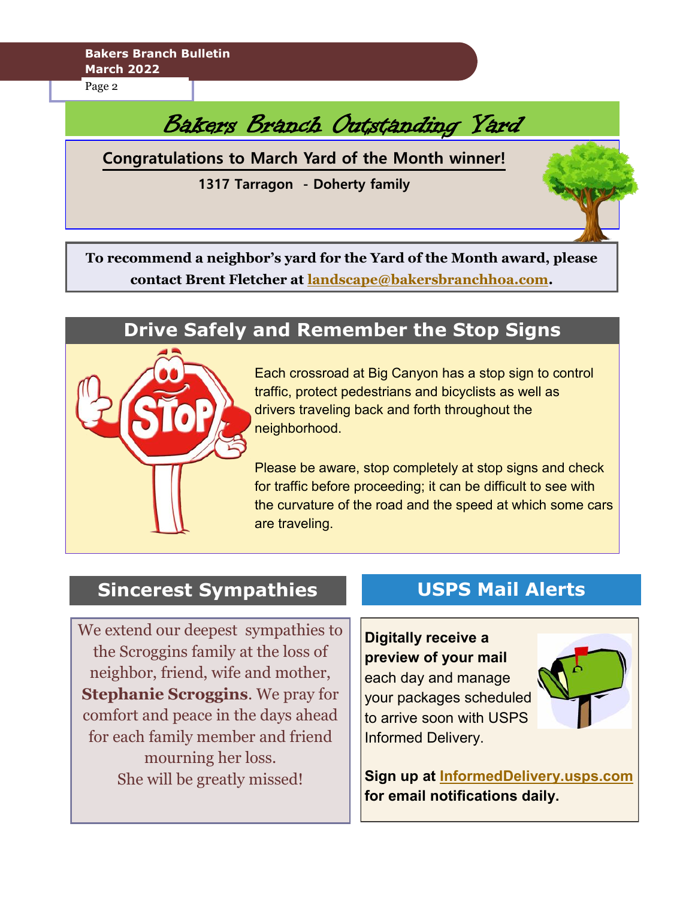# Bakers Branch Outstanding Yard

**Congratulations to March Yard of the Month winner!**

**1317 Tarragon - Doherty family**

**To recommend a neighbor's yard for the Yard of the Month award, please contact Brent Fletcher at landscape@bakersbranchhoa.com.**

## Drive Safely and Remember the Stop Signs

Each crossroad at Big Canyon has a stop sign to control traffic, protect pedestrians and bicyclists as well as drivers traveling back and forth throughout the neighborhood.

Please be aware, stop completely at stop signs and check for traffic before proceeding; it can be difficult to see with the curvature of the road and the speed at which some cars are traveling.

## Sincerest Sympathies

We extend our deepest sympathies to the Scroggins family at the loss of neighbor, friend, wife and mother, **Stephanie Scroggins**. We pray for comfort and peace in the days ahead for each family member and friend mourning her loss.
She will be greatly missed!

## USPS Mail Alerts

**Digitally receive a preview of your mail** each day and manage your packages scheduled to arrive soon with USPS Informed Delivery.

**Sign up at InformedDelivery.usps.com for email notifications daily.**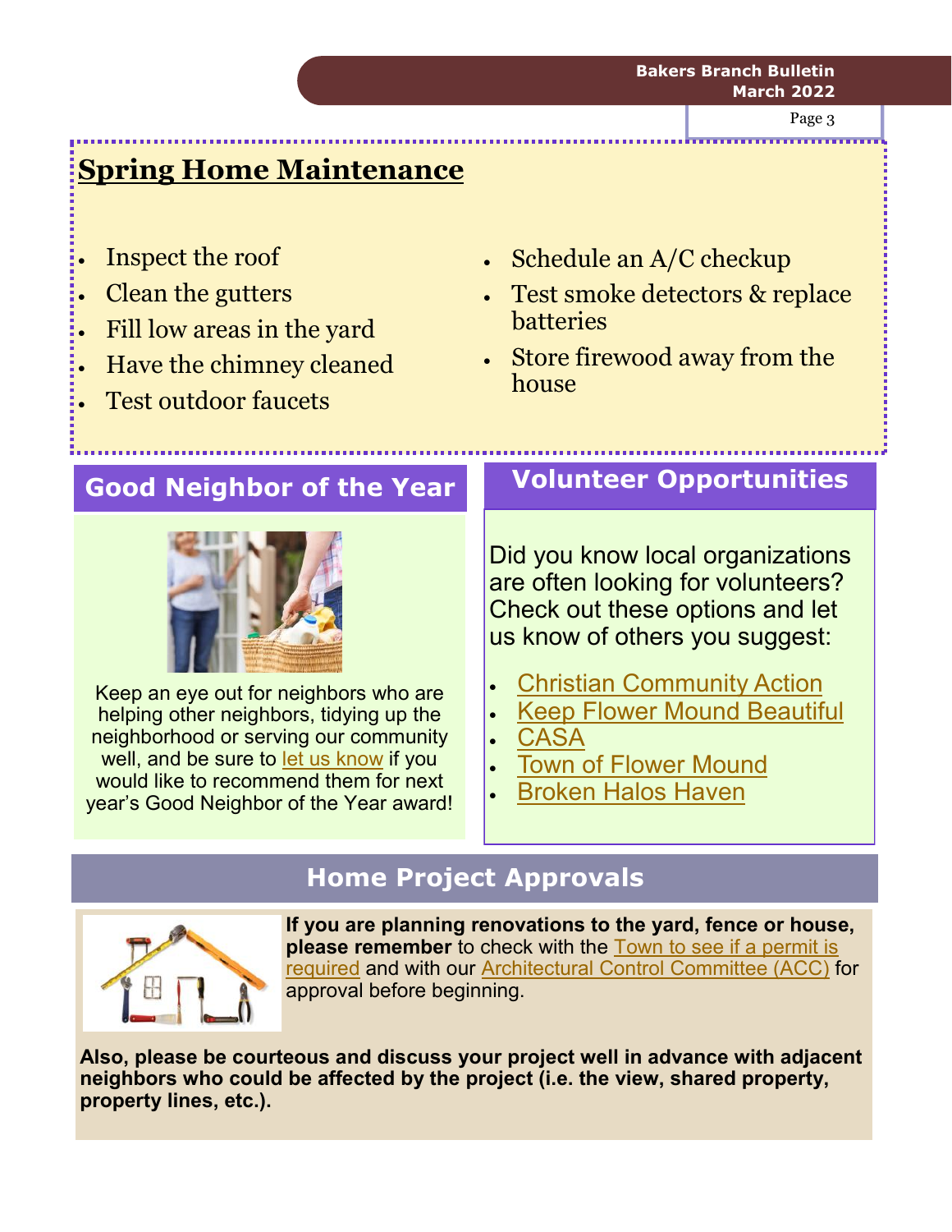## Spring Home Maintenance

- Inspect the roof
- Clean the gutters
- Fill low areas in the yard
- Have the chimney cleaned
- Test outdoor faucets
- Schedule an A/C checkup
- Test smoke detectors & replace batteries
- Store firewood away from the house

## Good Neighbor of the Year

Keep an eye out for neighbors who are helping other neighbors, tidying up the neighborhood or serving our community well, and be sure to let us know if you would like to recommend them for next year's Good Neighbor of the Year award!

## Volunteer Opportunities

Did you know local organizations are often looking for volunteers? Check out these options and let us know of others you suggest:

- Christian Community Action
- Keep Flower Mound Beautiful
- CASA
- Town of Flower Mound
- Broken Halos Haven

## Home Project Approvals

**If you are planning renovations to the yard, fence or house, please remember** to check with the Town to see if a permit is required and with our Architectural Control Committee (ACC) for approval before beginning.

**Also, please be courteous and discuss your project well in advance with adjacent neighbors who could be affected by the project (i.e. the view, shared property, property lines, etc.).**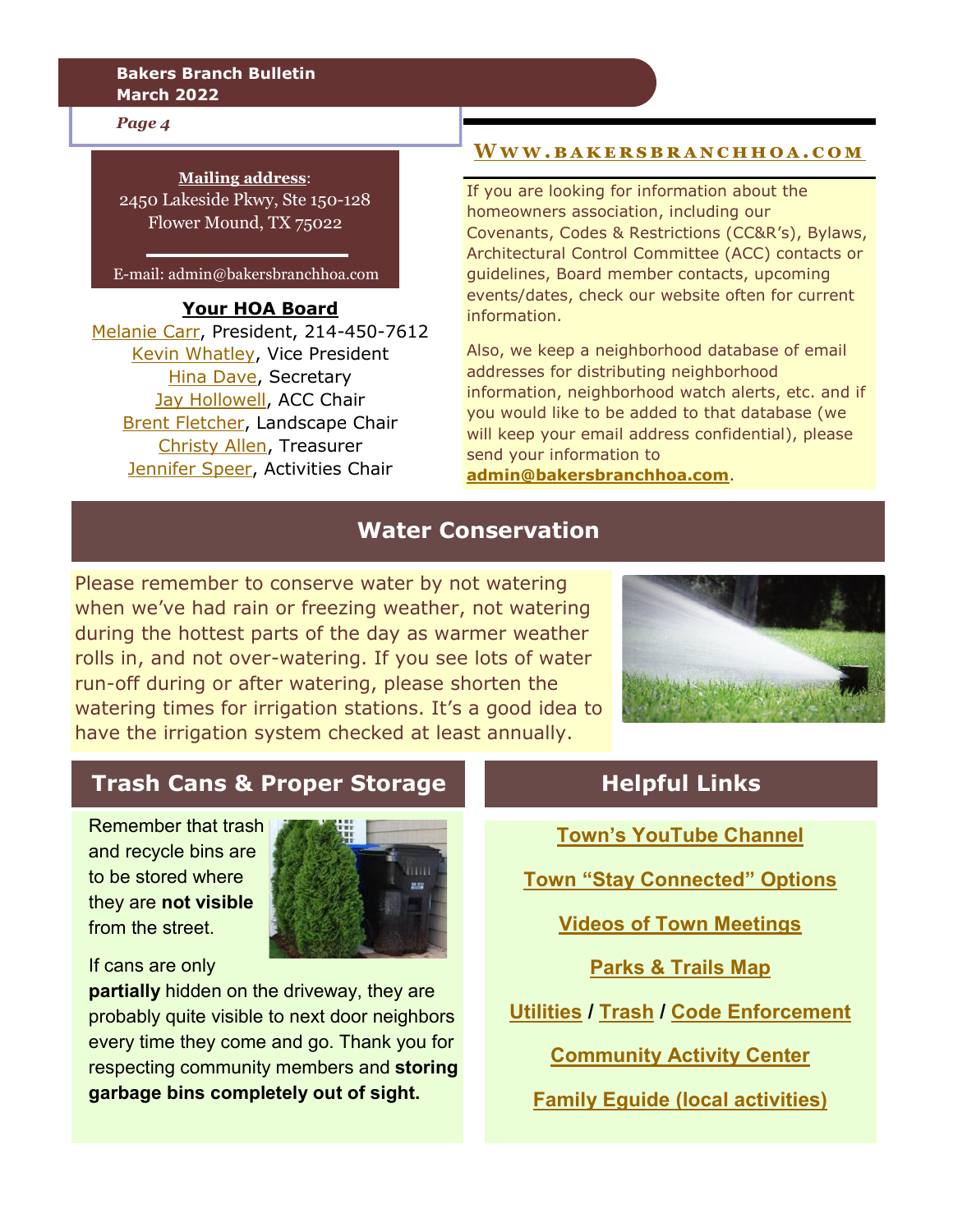**Mailing address**:
2450 Lakeside Pkwy, Ste 150-128
Flower Mound, TX 75022

E-mail: admin@bakersbranchhoa.com

**Your HOA Board**

Melanie Carr, President, 214-450-7612
Kevin Whatley, Vice President
Hina Dave, Secretary
Jay Hollowell, ACC Chair
Brent Fletcher, Landscape Chair
Christy Allen, Treasurer
Jennifer Speer, Activities Chair

## WWW.BAKERSBRANCHHOA.COM

If you are looking for information about the homeowners association, including our Covenants, Codes & Restrictions (CC&R's), Bylaws, Architectural Control Committee (ACC) contacts or guidelines, Board member contacts, upcoming events/dates, check our website often for current information.

Also, we keep a neighborhood database of email addresses for distributing neighborhood information, neighborhood watch alerts, etc. and if you would like to be added to that database (we will keep your email address confidential), please send your information to **admin@bakersbranchhoa.com**.

## Water Conservation

Please remember to conserve water by not watering when we've had rain or freezing weather, not watering during the hottest parts of the day as warmer weather rolls in, and not over-watering. If you see lots of water run-off during or after watering, please shorten the watering times for irrigation stations. It's a good idea to have the irrigation system checked at least annually.

## Trash Cans & Proper Storage

Remember that trash and recycle bins are to be stored where they are **not visible** from the street.

If cans are only **partially** hidden on the driveway, they are probably quite visible to next door neighbors every time they come and go. Thank you for respecting community members and **storing garbage bins completely out of sight.**

## Helpful Links

**Town's YouTube Channel**

**Town "Stay Connected" Options**

**Videos of Town Meetings**

**Parks & Trails Map**

**Utilities / Trash / Code Enforcement**

**Community Activity Center**

**Family Eguide (local activities)**